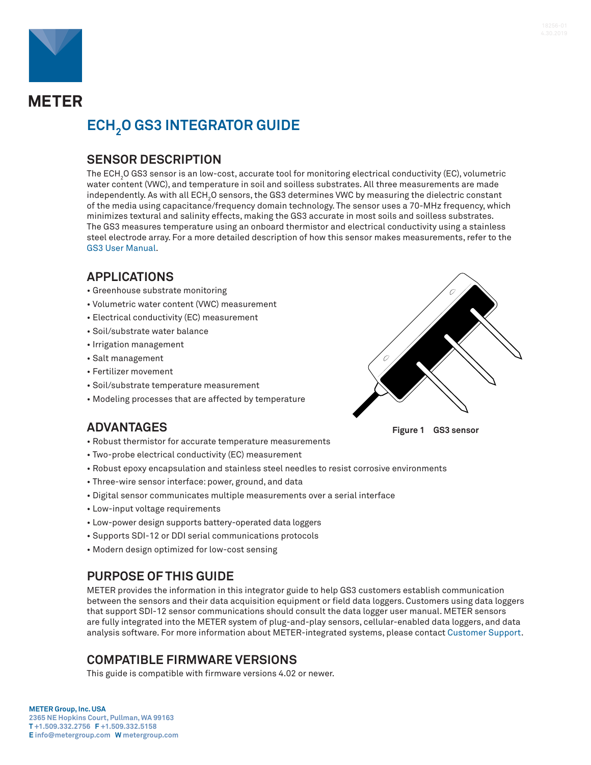METER

# ECH$_2$O GS3 INTEGRATOR GUIDE

## SENSOR DESCRIPTION

The ECH$_2$O GS3 sensor is an low-cost, accurate tool for monitoring electrical conductivity (EC), volumetric water content (VWC), and temperature in soil and soilless substrates. All three measurements are made independently. As with all ECH$_2$O sensors, the GS3 determines VWC by measuring the dielectric constant of the media using capacitance/frequency domain technology. The sensor uses a 70-MHz frequency, which minimizes textural and salinity effects, making the GS3 accurate in most soils and soilless substrates. The GS3 measures temperature using an onboard thermistor and electrical conductivity using a stainless steel electrode array. For a more detailed description of how this sensor makes measurements, refer to the GS3 User Manual.

## APPLICATIONS

- Greenhouse substrate monitoring
- Volumetric water content (VWC) measurement
- Electrical conductivity (EC) measurement
- Soil/substrate water balance
- Irrigation management
- Salt management
- Fertilizer movement
- Soil/substrate temperature measurement
- Modeling processes that are affected by temperature

**Figure 1** **GS3 sensor**

## ADVANTAGES

- Robust thermistor for accurate temperature measurements
- Two-probe electrical conductivity (EC) measurement
- Robust epoxy encapsulation and stainless steel needles to resist corrosive environments
- Three-wire sensor interface: power, ground, and data
- Digital sensor communicates multiple measurements over a serial interface
- Low-input voltage requirements
- Low-power design supports battery-operated data loggers
- Supports SDI-12 or DDI serial communications protocols
- Modern design optimized for low-cost sensing

## PURPOSE OF THIS GUIDE

METER provides the information in this integrator guide to help GS3 customers establish communication between the sensors and their data acquisition equipment or field data loggers. Customers using data loggers that support SDI-12 sensor communications should consult the data logger user manual. METER sensors are fully integrated into the METER system of plug-and-play sensors, cellular-enabled data loggers, and data analysis software. For more information about METER-integrated systems, please contact Customer Support.

## COMPATIBLE FIRMWARE VERSIONS

This guide is compatible with firmware versions 4.02 or newer.

**METER Group, Inc. USA**
2365 NE Hopkins Court, Pullman, WA 99163
**T** +1.509.332.2756 **F** +1.509.332.5158
**E** info@metergroup.com **W** metergroup.com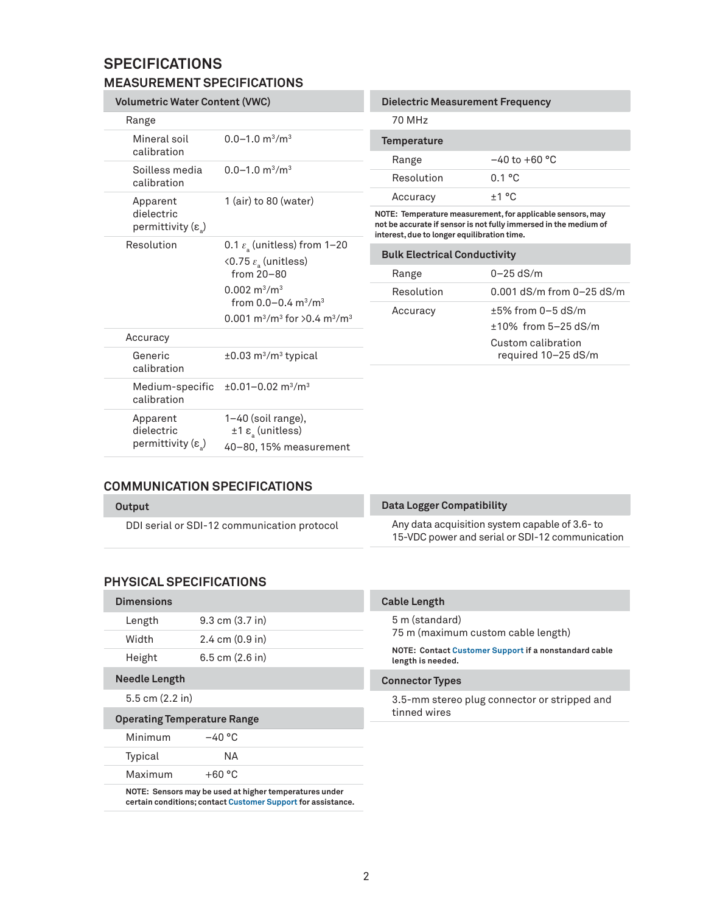# SPECIFICATIONS

## MEASUREMENT SPECIFICATIONS

### Volumetric Water Content (VWC)

| Parameter | | Value |
|---|---|---|
| Range | Mineral soil calibration | 0.0–1.0 $m^3/m^3$ |
| | Soilless media calibration | 0.0–1.0 $m^3/m^3$ |
| | Apparent dielectric permittivity ($\varepsilon_a$) | 1 (air) to 80 (water) |
| Resolution | | 0.1 $\varepsilon_a$ (unitless) from 1–20<br><0.75 $\varepsilon_a$ (unitless) from 20–80<br>0.002 $m^3/m^3$ from 0.0–0.4 $m^3/m^3$<br>0.001 $m^3/m^3$ for >0.4 $m^3/m^3$ |
| Accuracy | Generic calibration | ±0.03 $m^3/m^3$ typical |
| | Medium-specific calibration | ±0.01–0.02 $m^3/m^3$ |
| | Apparent dielectric permittivity ($\varepsilon_a$) | 1–40 (soil range), ±1 $\varepsilon_a$ (unitless)<br>40–80, 15% measurement |

### Dielectric Measurement Frequency

70 MHz

### Temperature

| Parameter | Value |
|---|---|
| Range | −40 to +60 °C |
| Resolution | 0.1 °C |
| Accuracy | ±1 °C |

**NOTE: Temperature measurement, for applicable sensors, may not be accurate if sensor is not fully immersed in the medium of interest, due to longer equilibration time.**

### Bulk Electrical Conductivity

| Parameter | Value |
|---|---|
| Range | 0–25 dS/m |
| Resolution | 0.001 dS/m from 0–25 dS/m |
| Accuracy | ±5% from 0–5 dS/m<br>±10% from 5–25 dS/m<br>Custom calibration required 10–25 dS/m |

## COMMUNICATION SPECIFICATIONS

### Output

DDI serial or SDI-12 communication protocol

### Data Logger Compatibility

Any data acquisition system capable of 3.6- to 15-VDC power and serial or SDI-12 communication

## PHYSICAL SPECIFICATIONS

### Dimensions

| Parameter | Value |
|---|---|
| Length | 9.3 cm (3.7 in) |
| Width | 2.4 cm (0.9 in) |
| Height | 6.5 cm (2.6 in) |

### Needle Length

5.5 cm (2.2 in)

### Operating Temperature Range

| Parameter | Value |
|---|---|
| Minimum | −40 °C |
| Typical | NA |
| Maximum | +60 °C |

**NOTE: Sensors may be used at higher temperatures under certain conditions; contact Customer Support for assistance.**

### Cable Length

5 m (standard)
75 m (maximum custom cable length)

**NOTE: Contact Customer Support if a nonstandard cable length is needed.**

### Connector Types

3.5-mm stereo plug connector or stripped and tinned wires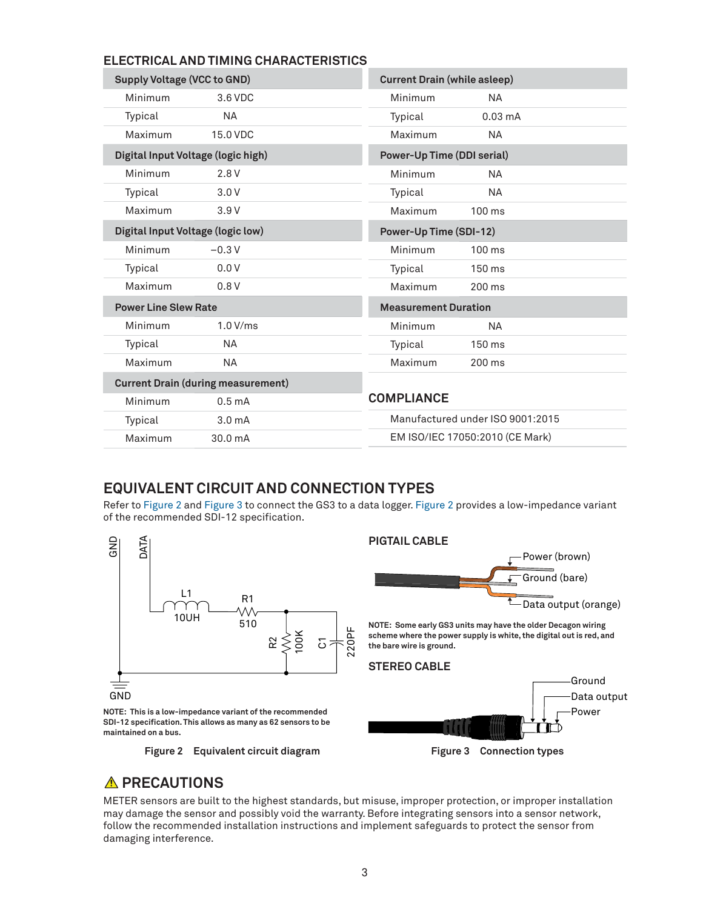## ELECTRICAL AND TIMING CHARACTERISTICS

| Supply Voltage (VCC to GND) | |
|---|---|
| Minimum | 3.6 VDC |
| Typical | NA |
| Maximum | 15.0 VDC |
| **Digital Input Voltage (logic high)** | |
| Minimum | 2.8 V |
| Typical | 3.0 V |
| Maximum | 3.9 V |
| **Digital Input Voltage (logic low)** | |
| Minimum | −0.3 V |
| Typical | 0.0 V |
| Maximum | 0.8 V |
| **Power Line Slew Rate** | |
| Minimum | 1.0 V/ms |
| Typical | NA |
| Maximum | NA |
| **Current Drain (during measurement)** | |
| Minimum | 0.5 mA |
| Typical | 3.0 mA |
| Maximum | 30.0 mA |

| Current Drain (while asleep) | |
|---|---|
| Minimum | NA |
| Typical | 0.03 mA |
| Maximum | NA |
| **Power-Up Time (DDI serial)** | |
| Minimum | NA |
| Typical | NA |
| Maximum | 100 ms |
| **Power-Up Time (SDI-12)** | |
| Minimum | 100 ms |
| Typical | 150 ms |
| Maximum | 200 ms |
| **Measurement Duration** | |
| Minimum | NA |
| Typical | 150 ms |
| Maximum | 200 ms |

## COMPLIANCE

Manufactured under ISO 9001:2015

EM ISO/IEC 17050:2010 (CE Mark)

## EQUIVALENT CIRCUIT AND CONNECTION TYPES

Refer to Figure 2 and Figure 3 to connect the GS3 to a data logger. Figure 2 provides a low-impedance variant of the recommended SDI-12 specification.

**NOTE: This is a low-impedance variant of the recommended SDI-12 specification. This allows as many as 62 sensors to be maintained on a bus.**

Figure 2 Equivalent circuit diagram

### PIGTAIL CABLE

Power (brown)

Ground (bare)

Data output (orange)

**NOTE: Some early GS3 units may have the older Decagon wiring scheme where the power supply is white, the digital out is red, and the bare wire is ground.**

### STEREO CABLE

Ground

Data output

Power

Figure 3 Connection types

## ⚠ PRECAUTIONS

METER sensors are built to the highest standards, but misuse, improper protection, or improper installation may damage the sensor and possibly void the warranty. Before integrating sensors into a sensor network, follow the recommended installation instructions and implement safeguards to protect the sensor from damaging interference.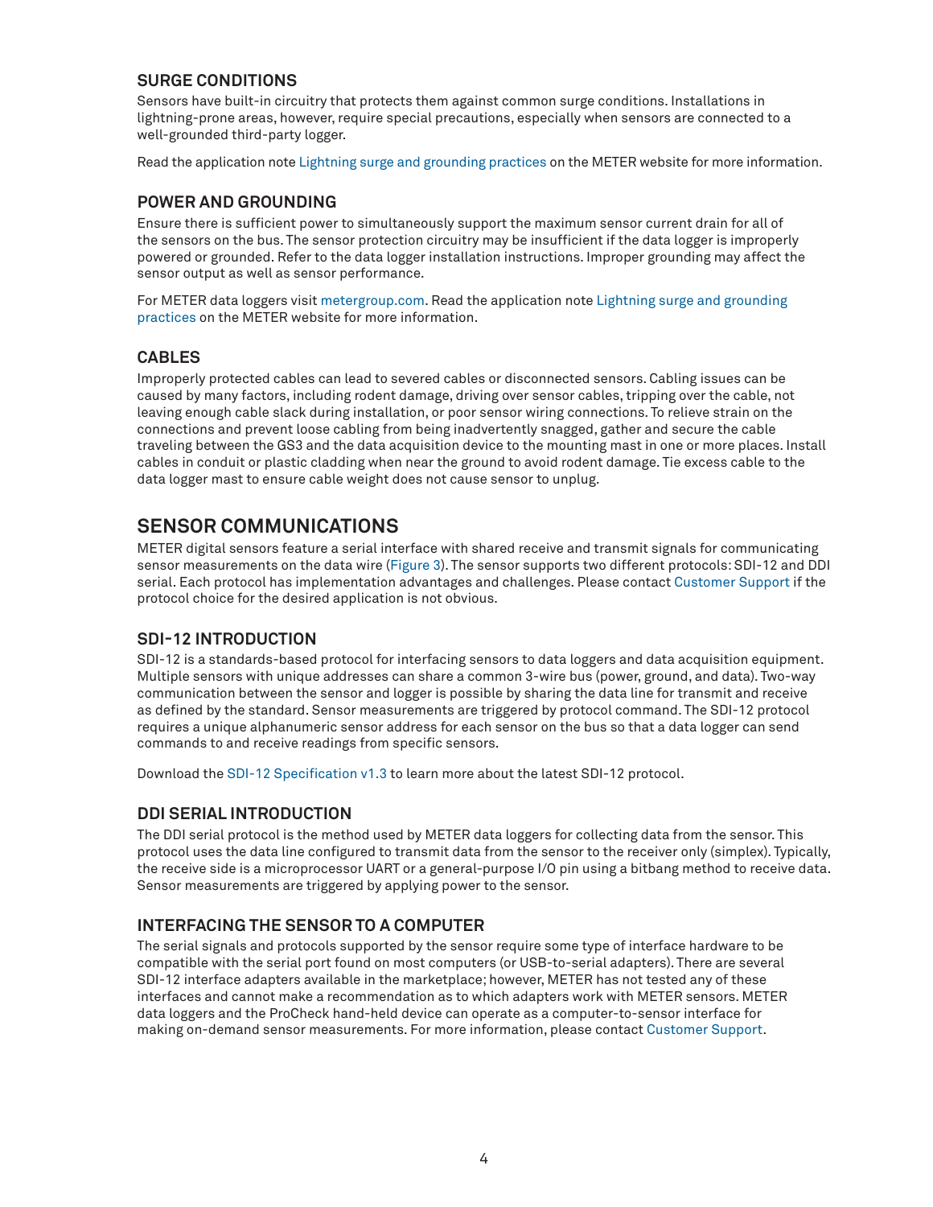### SURGE CONDITIONS

Sensors have built-in circuitry that protects them against common surge conditions. Installations in lightning-prone areas, however, require special precautions, especially when sensors are connected to a well-grounded third-party logger.

Read the application note Lightning surge and grounding practices on the METER website for more information.

### POWER AND GROUNDING

Ensure there is sufficient power to simultaneously support the maximum sensor current drain for all of the sensors on the bus. The sensor protection circuitry may be insufficient if the data logger is improperly powered or grounded. Refer to the data logger installation instructions. Improper grounding may affect the sensor output as well as sensor performance.

For METER data loggers visit metergroup.com. Read the application note Lightning surge and grounding practices on the METER website for more information.

### CABLES

Improperly protected cables can lead to severed cables or disconnected sensors. Cabling issues can be caused by many factors, including rodent damage, driving over sensor cables, tripping over the cable, not leaving enough cable slack during installation, or poor sensor wiring connections. To relieve strain on the connections and prevent loose cabling from being inadvertently snagged, gather and secure the cable traveling between the GS3 and the data acquisition device to the mounting mast in one or more places. Install cables in conduit or plastic cladding when near the ground to avoid rodent damage. Tie excess cable to the data logger mast to ensure cable weight does not cause sensor to unplug.

## SENSOR COMMUNICATIONS

METER digital sensors feature a serial interface with shared receive and transmit signals for communicating sensor measurements on the data wire (Figure 3). The sensor supports two different protocols: SDI-12 and DDI serial. Each protocol has implementation advantages and challenges. Please contact Customer Support if the protocol choice for the desired application is not obvious.

### SDI-12 INTRODUCTION

SDI-12 is a standards-based protocol for interfacing sensors to data loggers and data acquisition equipment. Multiple sensors with unique addresses can share a common 3-wire bus (power, ground, and data). Two-way communication between the sensor and logger is possible by sharing the data line for transmit and receive as defined by the standard. Sensor measurements are triggered by protocol command. The SDI-12 protocol requires a unique alphanumeric sensor address for each sensor on the bus so that a data logger can send commands to and receive readings from specific sensors.

Download the SDI-12 Specification v1.3 to learn more about the latest SDI-12 protocol.

### DDI SERIAL INTRODUCTION

The DDI serial protocol is the method used by METER data loggers for collecting data from the sensor. This protocol uses the data line configured to transmit data from the sensor to the receiver only (simplex). Typically, the receive side is a microprocessor UART or a general-purpose I/O pin using a bitbang method to receive data. Sensor measurements are triggered by applying power to the sensor.

### INTERFACING THE SENSOR TO A COMPUTER

The serial signals and protocols supported by the sensor require some type of interface hardware to be compatible with the serial port found on most computers (or USB-to-serial adapters). There are several SDI-12 interface adapters available in the marketplace; however, METER has not tested any of these interfaces and cannot make a recommendation as to which adapters work with METER sensors. METER data loggers and the ProCheck hand-held device can operate as a computer-to-sensor interface for making on-demand sensor measurements. For more information, please contact Customer Support.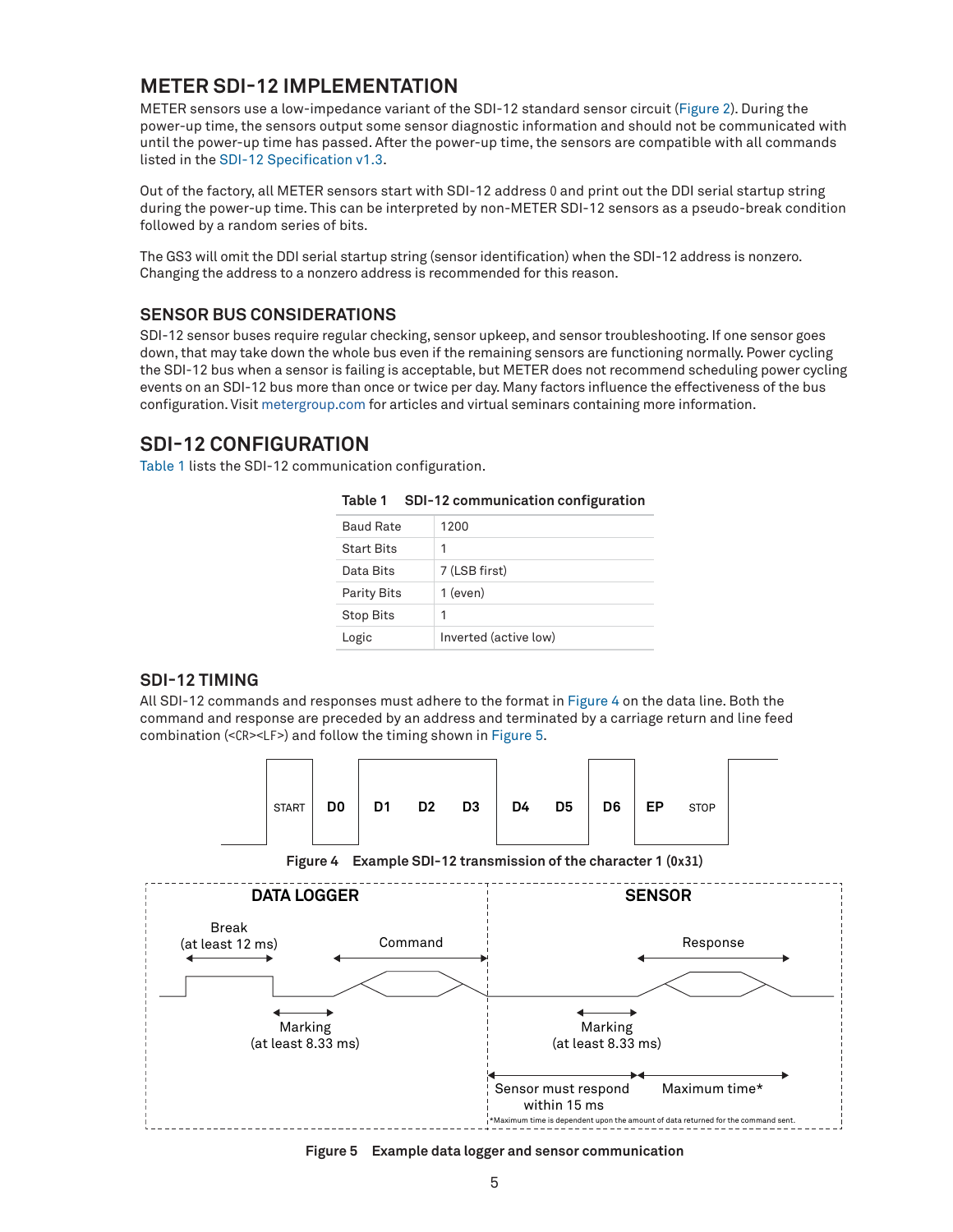## METER SDI-12 IMPLEMENTATION

METER sensors use a low-impedance variant of the SDI-12 standard sensor circuit (Figure 2). During the power-up time, the sensors output some sensor diagnostic information and should not be communicated with until the power-up time has passed. After the power-up time, the sensors are compatible with all commands listed in the SDI-12 Specification v1.3.

Out of the factory, all METER sensors start with SDI-12 address 0 and print out the DDI serial startup string during the power-up time. This can be interpreted by non-METER SDI-12 sensors as a pseudo-break condition followed by a random series of bits.

The GS3 will omit the DDI serial startup string (sensor identification) when the SDI-12 address is nonzero. Changing the address to a nonzero address is recommended for this reason.

### SENSOR BUS CONSIDERATIONS

SDI-12 sensor buses require regular checking, sensor upkeep, and sensor troubleshooting. If one sensor goes down, that may take down the whole bus even if the remaining sensors are functioning normally. Power cycling the SDI-12 bus when a sensor is failing is acceptable, but METER does not recommend scheduling power cycling events on an SDI-12 bus more than once or twice per day. Many factors influence the effectiveness of the bus configuration. Visit metergroup.com for articles and virtual seminars containing more information.

## SDI-12 CONFIGURATION

Table 1 lists the SDI-12 communication configuration.

**Table 1 SDI-12 communication configuration**

| | |
|---|---|
| Baud Rate | 1200 |
| Start Bits | 1 |
| Data Bits | 7 (LSB first) |
| Parity Bits | 1 (even) |
| Stop Bits | 1 |
| Logic | Inverted (active low) |

### SDI-12 TIMING

All SDI-12 commands and responses must adhere to the format in Figure 4 on the data line. Both the command and response are preceded by an address and terminated by a carriage return and line feed combination (<CR><LF>) and follow the timing shown in Figure 5.

START D0 D1 D2 D3 D4 D5 D6 EP STOP

**Figure 4 Example SDI-12 transmission of the character 1 (0x31)**

DATA LOGGER: Break (at least 12 ms); Command; Marking (at least 8.33 ms)

SENSOR: Response; Marking (at least 8.33 ms); Sensor must respond within 15 ms; Maximum time*

*Maximum time is dependent upon the amount of data returned for the command sent.

**Figure 5 Example data logger and sensor communication**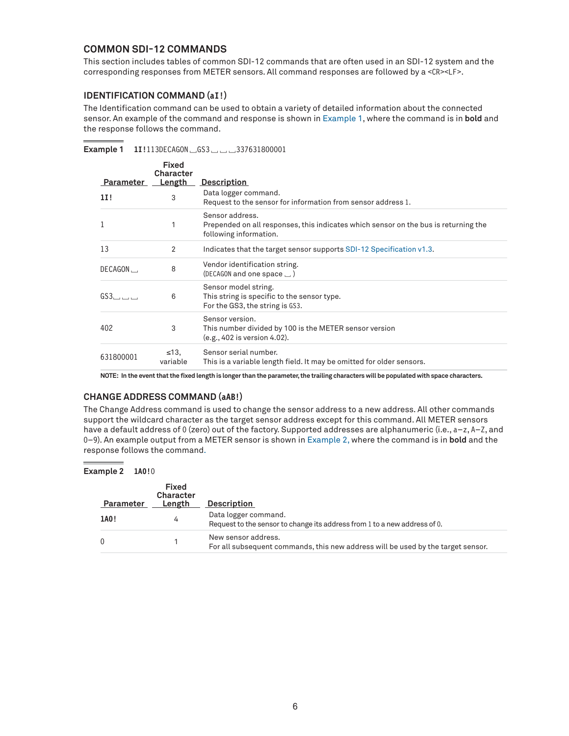## COMMON SDI-12 COMMANDS

This section includes tables of common SDI-12 commands that are often used in an SDI-12 system and the corresponding responses from METER sensors. All command responses are followed by a <CR><LF>.

### IDENTIFICATION COMMAND (aI!)

The Identification command can be used to obtain a variety of detailed information about the connected sensor. An example of the command and response is shown in Example 1, where the command is in **bold** and the response follows the command.

**Example 1** **1I!**113DECAGON␣GS3␣␣␣337631800001

| Parameter | Fixed Character Length | Description |
|---|---|---|
| **1I!** | 3 | Data logger command.<br>Request to the sensor for information from sensor address 1. |
| 1 | 1 | Sensor address.<br>Prepended on all responses, this indicates which sensor on the bus is returning the following information. |
| 13 | 2 | Indicates that the target sensor supports SDI-12 Specification v1.3. |
| DECAGON␣ | 8 | Vendor identification string.<br>(DECAGON and one space ␣ ) |
| GS3␣␣␣ | 6 | Sensor model string.<br>This string is specific to the sensor type.<br>For the GS3, the string is GS3. |
| 402 | 3 | Sensor version.<br>This number divided by 100 is the METER sensor version<br>(e.g., 402 is version 4.02). |
| 631800001 | ≤13, variable | Sensor serial number.<br>This is a variable length field. It may be omitted for older sensors. |

**NOTE: In the event that the fixed length is longer than the parameter, the trailing characters will be populated with space characters.**

### CHANGE ADDRESS COMMAND (aAB!)

The Change Address command is used to change the sensor address to a new address. All other commands support the wildcard character as the target sensor address except for this command. All METER sensors have a default address of 0 (zero) out of the factory. Supported addresses are alphanumeric (i.e., a–z, A–Z, and 0–9). An example output from a METER sensor is shown in Example 2, where the command is in **bold** and the response follows the command.

**Example 2** **1A0!**0

| Parameter | Fixed Character Length | Description |
|---|---|---|
| **1A0!** | 4 | Data logger command.<br>Request to the sensor to change its address from 1 to a new address of 0. |
| 0 | 1 | New sensor address.<br>For all subsequent commands, this new address will be used by the target sensor. |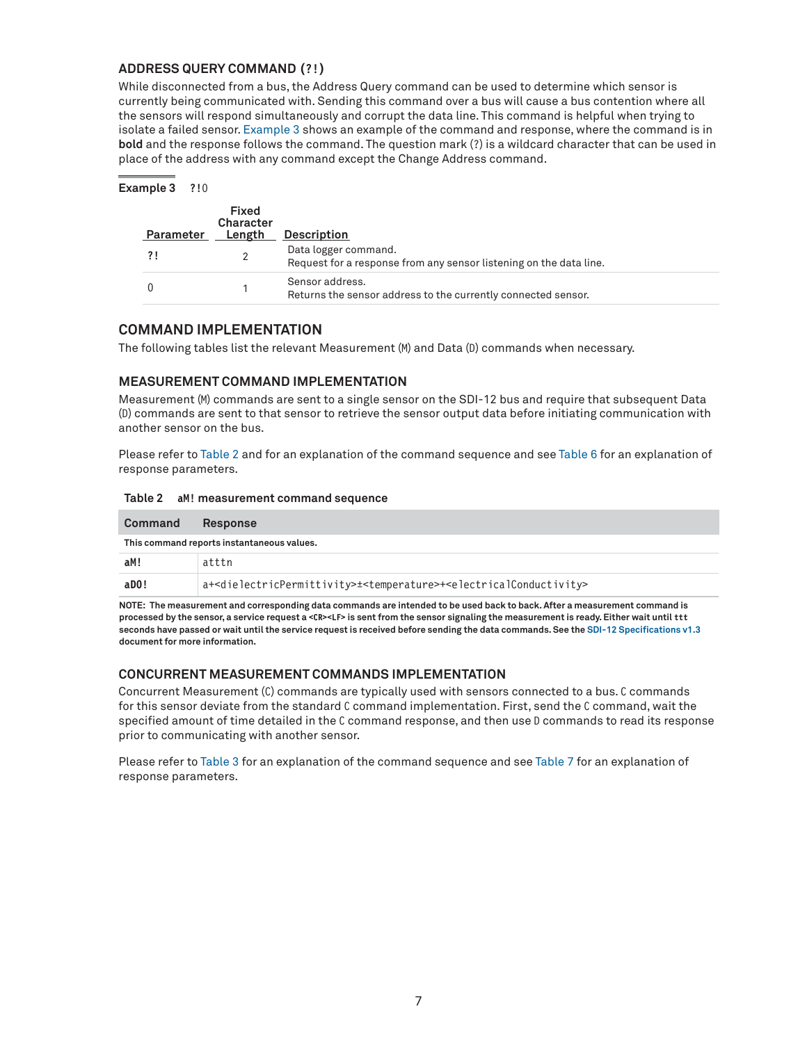### ADDRESS QUERY COMMAND (?!)

While disconnected from a bus, the Address Query command can be used to determine which sensor is currently being communicated with. Sending this command over a bus will cause a bus contention where all the sensors will respond simultaneously and corrupt the data line. This command is helpful when trying to isolate a failed sensor. Example 3 shows an example of the command and response, where the command is in **bold** and the response follows the command. The question mark (?) is a wildcard character that can be used in place of the address with any command except the Change Address command.

**Example 3** **?!**0

| Parameter | Fixed Character Length | Description |
|---|---|---|
| **?!** | 2 | Data logger command.<br>Request for a response from any sensor listening on the data line. |
| 0 | 1 | Sensor address.<br>Returns the sensor address to the currently connected sensor. |

## COMMAND IMPLEMENTATION

The following tables list the relevant Measurement (M) and Data (D) commands when necessary.

### MEASUREMENT COMMAND IMPLEMENTATION

Measurement (M) commands are sent to a single sensor on the SDI-12 bus and require that subsequent Data (D) commands are sent to that sensor to retrieve the sensor output data before initiating communication with another sensor on the bus.

Please refer to Table 2 and for an explanation of the command sequence and see Table 6 for an explanation of response parameters.

**Table 2 aM! measurement command sequence**

| Command | Response |
|---|---|
| This command reports instantaneous values. | |
| **aM!** | atttn |
| **aD0!** | a+<dielectricPermittivity>±<temperature>+<electricalConductivity> |

**NOTE: The measurement and corresponding data commands are intended to be used back to back. After a measurement command is processed by the sensor, a service request a <CR><LF> is sent from the sensor signaling the measurement is ready. Either wait until ttt seconds have passed or wait until the service request is received before sending the data commands. See the SDI-12 Specifications v1.3 document for more information.**

### CONCURRENT MEASUREMENT COMMANDS IMPLEMENTATION

Concurrent Measurement (C) commands are typically used with sensors connected to a bus. C commands for this sensor deviate from the standard C command implementation. First, send the C command, wait the specified amount of time detailed in the C command response, and then use D commands to read its response prior to communicating with another sensor.

Please refer to Table 3 for an explanation of the command sequence and see Table 7 for an explanation of response parameters.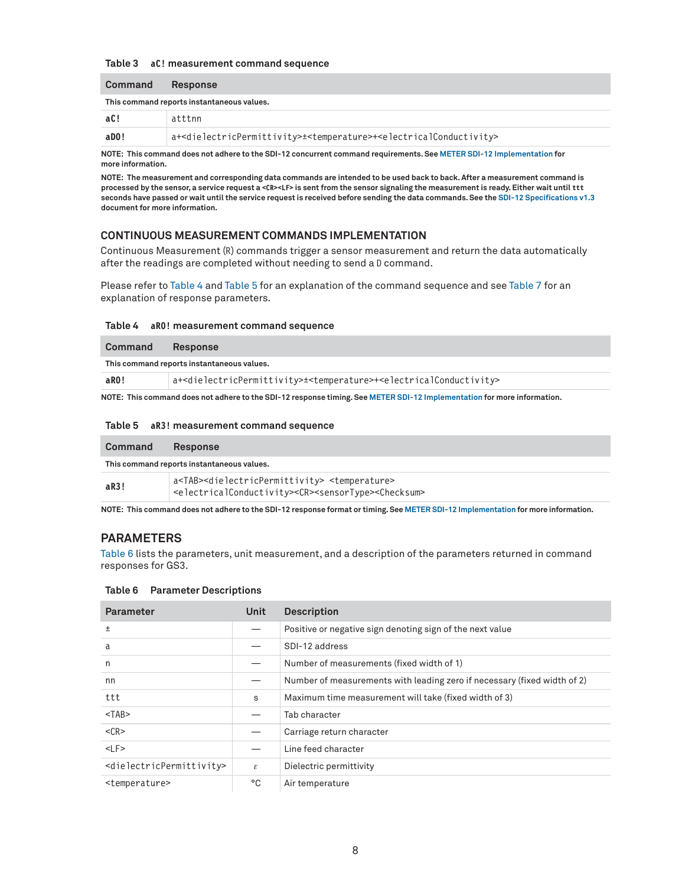Table 3 aC! measurement command sequence

| Command | Response |
|---|---|
| This command reports instantaneous values. | |
| **aC!** | atttnn |
| **aD0!** | a+<dielectricPermittivity>±<temperature>+<electricalConductivity> |

**NOTE: This command does not adhere to the SDI-12 concurrent command requirements. See METER SDI-12 Implementation for more information.**

**NOTE: The measurement and corresponding data commands are intended to be used back to back. After a measurement command is processed by the sensor, a service request a <CR><LF> is sent from the sensor signaling the measurement is ready. Either wait until ttt seconds have passed or wait until the service request is received before sending the data commands. See the SDI-12 Specifications v1.3 document for more information.**

## CONTINUOUS MEASUREMENT COMMANDS IMPLEMENTATION

Continuous Measurement (R) commands trigger a sensor measurement and return the data automatically after the readings are completed without needing to send a D command.

Please refer to Table 4 and Table 5 for an explanation of the command sequence and see Table 7 for an explanation of response parameters.

Table 4 aR0! measurement command sequence

| Command | Response |
|---|---|
| This command reports instantaneous values. | |
| **aR0!** | a+<dielectricPermittivity>±<temperature>+<electricalConductivity> |

**NOTE: This command does not adhere to the SDI-12 response timing. See METER SDI-12 Implementation for more information.**

Table 5 aR3! measurement command sequence

| Command | Response |
|---|---|
| This command reports instantaneous values. | |
| **aR3!** | a<TAB><dielectricPermittivity> <temperature> <electricalConductivity><CR><sensorType><Checksum> |

**NOTE: This command does not adhere to the SDI-12 response format or timing. See METER SDI-12 Implementation for more information.**

## PARAMETERS

Table 6 lists the parameters, unit measurement, and a description of the parameters returned in command responses for GS3.

Table 6 Parameter Descriptions

| Parameter | Unit | Description |
|---|---|---|
| ± | — | Positive or negative sign denoting sign of the next value |
| a | — | SDI-12 address |
| n | — | Number of measurements (fixed width of 1) |
| nn | — | Number of measurements with leading zero if necessary (fixed width of 2) |
| ttt | s | Maximum time measurement will take (fixed width of 3) |
| <TAB> | — | Tab character |
| <CR> | — | Carriage return character |
| <LF> | — | Line feed character |
| <dielectricPermittivity> | $\varepsilon$ | Dielectric permittivity |
| <temperature> | °C | Air temperature |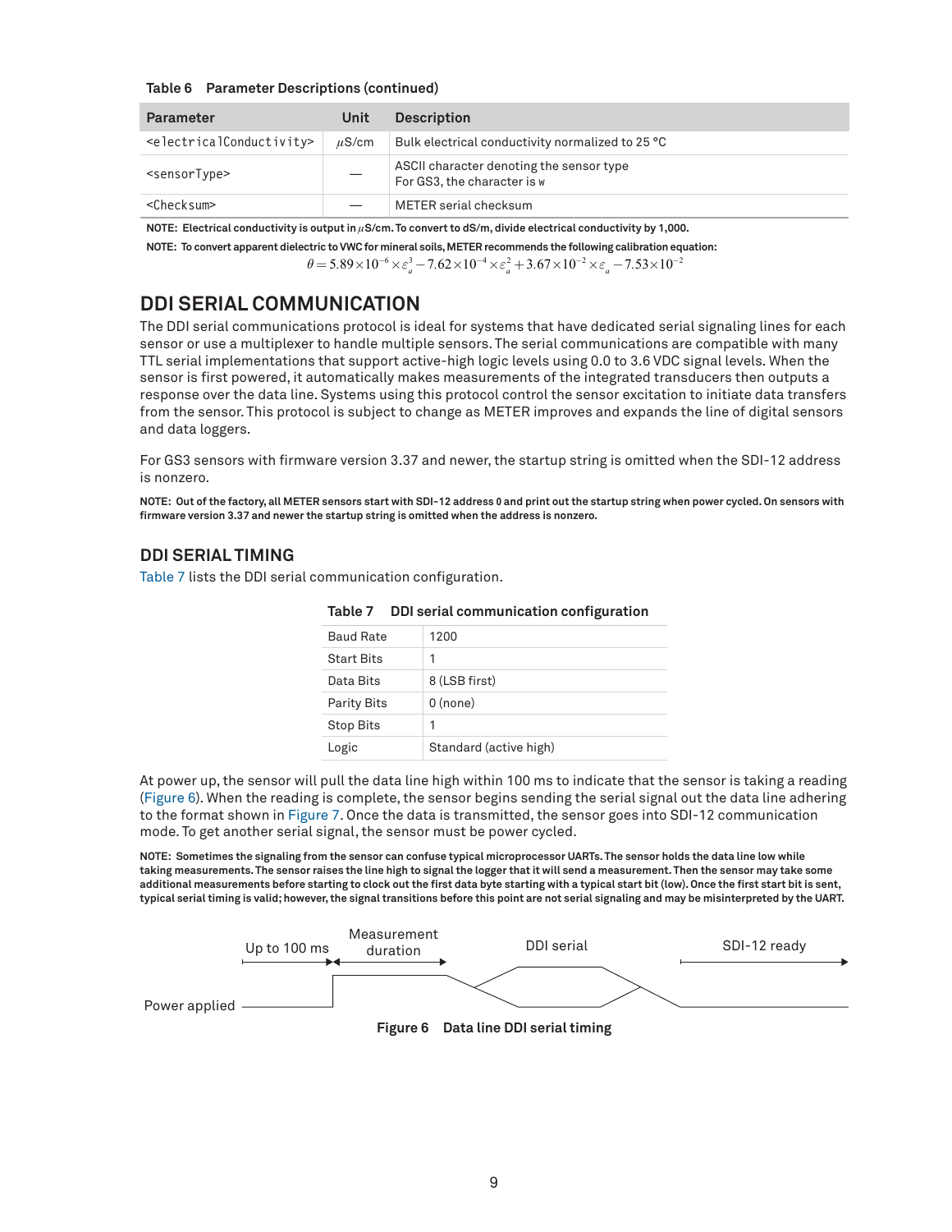Table 6 Parameter Descriptions (continued)

| Parameter | Unit | Description |
|---|---|---|
| <electricalConductivity> | $\mu$S/cm | Bulk electrical conductivity normalized to 25 °C |
| <sensorType> | — | ASCII character denoting the sensor type<br>For GS3, the character is w |
| <Checksum> | — | METER serial checksum |

**NOTE: Electrical conductivity is output in $\mu$S/cm. To convert to dS/m, divide electrical conductivity by 1,000.**

**NOTE: To convert apparent dielectric to VWC for mineral soils, METER recommends the following calibration equation:**

$$\theta = 5.89 \times 10^{-6} \times \varepsilon_a^3 - 7.62 \times 10^{-4} \times \varepsilon_a^2 + 3.67 \times 10^{-2} \times \varepsilon_a - 7.53 \times 10^{-2}$$

## DDI SERIAL COMMUNICATION

The DDI serial communications protocol is ideal for systems that have dedicated serial signaling lines for each sensor or use a multiplexer to handle multiple sensors. The serial communications are compatible with many TTL serial implementations that support active-high logic levels using 0.0 to 3.6 VDC signal levels. When the sensor is first powered, it automatically makes measurements of the integrated transducers then outputs a response over the data line. Systems using this protocol control the sensor excitation to initiate data transfers from the sensor. This protocol is subject to change as METER improves and expands the line of digital sensors and data loggers.

For GS3 sensors with firmware version 3.37 and newer, the startup string is omitted when the SDI-12 address is nonzero.

**NOTE: Out of the factory, all METER sensors start with SDI-12 address 0 and print out the startup string when power cycled. On sensors with firmware version 3.37 and newer the startup string is omitted when the address is nonzero.**

### DDI SERIAL TIMING

Table 7 lists the DDI serial communication configuration.

Table 7 DDI serial communication configuration

| | |
|---|---|
| Baud Rate | 1200 |
| Start Bits | 1 |
| Data Bits | 8 (LSB first) |
| Parity Bits | 0 (none) |
| Stop Bits | 1 |
| Logic | Standard (active high) |

At power up, the sensor will pull the data line high within 100 ms to indicate that the sensor is taking a reading (Figure 6). When the reading is complete, the sensor begins sending the serial signal out the data line adhering to the format shown in Figure 7. Once the data is transmitted, the sensor goes into SDI-12 communication mode. To get another serial signal, the sensor must be power cycled.

**NOTE: Sometimes the signaling from the sensor can confuse typical microprocessor UARTs. The sensor holds the data line low while taking measurements. The sensor raises the line high to signal the logger that it will send a measurement. Then the sensor may take some additional measurements before starting to clock out the first data byte starting with a typical start bit (low). Once the first start bit is sent, typical serial timing is valid; however, the signal transitions before this point are not serial signaling and may be misinterpreted by the UART.**

Power applied — Up to 100 ms — Measurement duration — DDI serial — SDI-12 ready

**Figure 6 Data line DDI serial timing**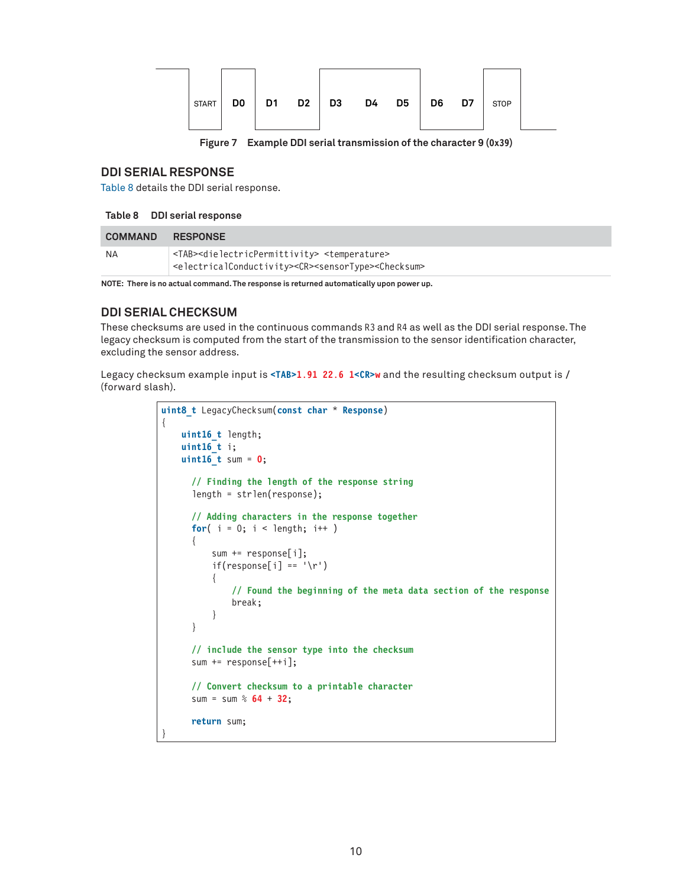START D0 D1 D2 D3 D4 D5 D6 D7 STOP

**Figure 7 Example DDI serial transmission of the character 9 (0x39)**

## DDI SERIAL RESPONSE

Table 8 details the DDI serial response.

**Table 8 DDI serial response**

| COMMAND | RESPONSE |
|---|---|
| NA | `<TAB><dielectricPermittivity> <temperature> <electricalConductivity><CR><sensorType><Checksum>` |

**NOTE: There is no actual command. The response is returned automatically upon power up.**

## DDI SERIAL CHECKSUM

These checksums are used in the continuous commands R3 and R4 as well as the DDI serial response. The legacy checksum is computed from the start of the transmission to the sensor identification character, excluding the sensor address.

Legacy checksum example input is `<TAB>1.91 22.6 1<CR>w` and the resulting checksum output is / (forward slash).

```
uint8_t LegacyChecksum(const char * Response)
{
    uint16_t length;
    uint16_t i;
    uint16_t sum = 0;

      // Finding the length of the response string
      length = strlen(response);

      // Adding characters in the response together
      for( i = 0; i < length; i++ )
      {
          sum += response[i];
          if(response[i] == '\r')
          {
              // Found the beginning of the meta data section of the response
              break;
          }
      }

      // include the sensor type into the checksum
      sum += response[++i];

      // Convert checksum to a printable character
      sum = sum % 64 + 32;

      return sum;
}
```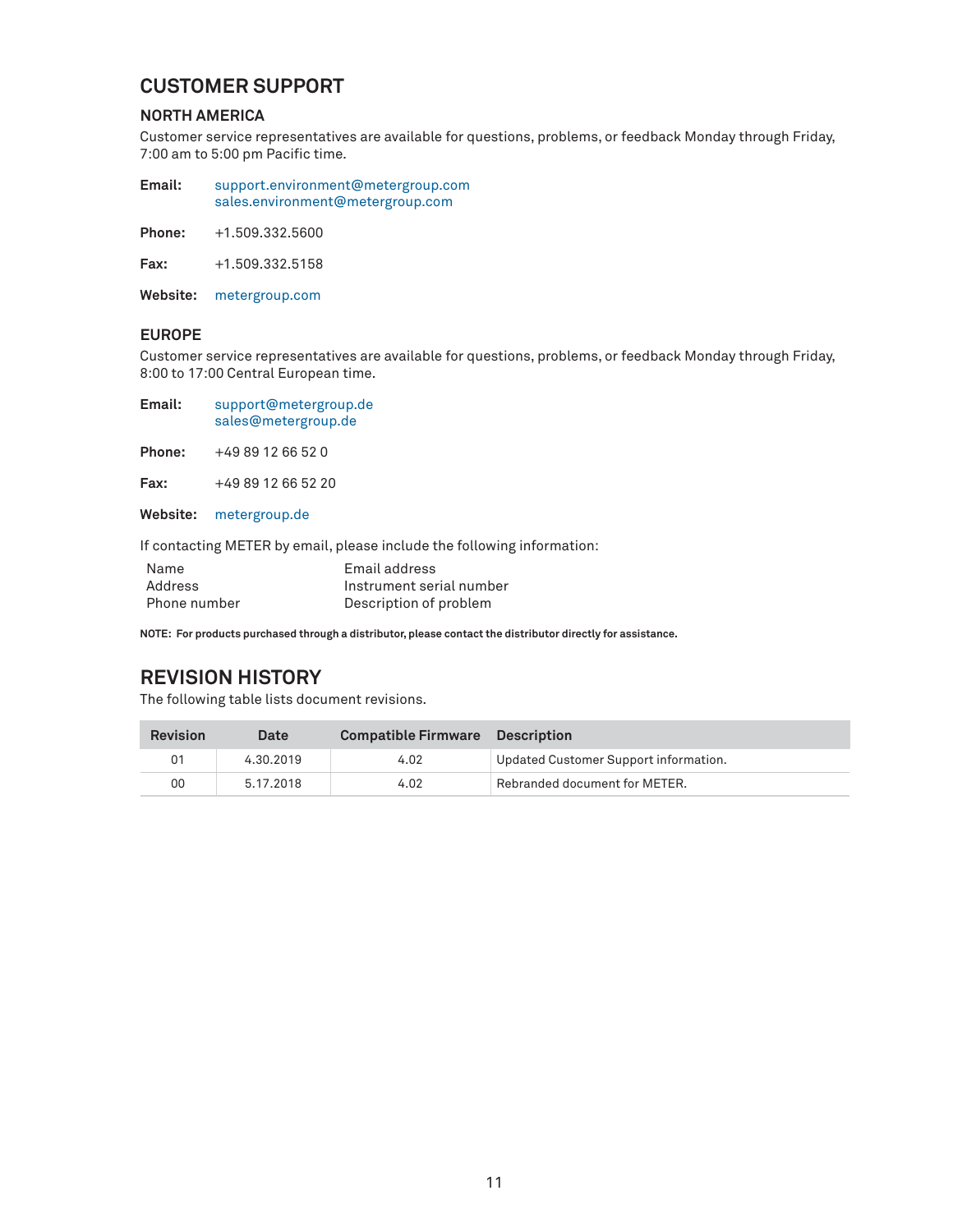## CUSTOMER SUPPORT

### NORTH AMERICA

Customer service representatives are available for questions, problems, or feedback Monday through Friday, 7:00 am to 5:00 pm Pacific time.

**Email:** support.environment@metergroup.com
sales.environment@metergroup.com

**Phone:** +1.509.332.5600

**Fax:** +1.509.332.5158

**Website:** metergroup.com

### EUROPE

Customer service representatives are available for questions, problems, or feedback Monday through Friday, 8:00 to 17:00 Central European time.

**Email:** support@metergroup.de
sales@metergroup.de

**Phone:** +49 89 12 66 52 0

**Fax:** +49 89 12 66 52 20

**Website:** metergroup.de

If contacting METER by email, please include the following information:

| | |
|---|---|
| Name | Email address |
| Address | Instrument serial number |
| Phone number | Description of problem |

**NOTE: For products purchased through a distributor, please contact the distributor directly for assistance.**

## REVISION HISTORY

The following table lists document revisions.

| Revision | Date | Compatible Firmware | Description |
|---|---|---|---|
| 01 | 4.30.2019 | 4.02 | Updated Customer Support information. |
| 00 | 5.17.2018 | 4.02 | Rebranded document for METER. |